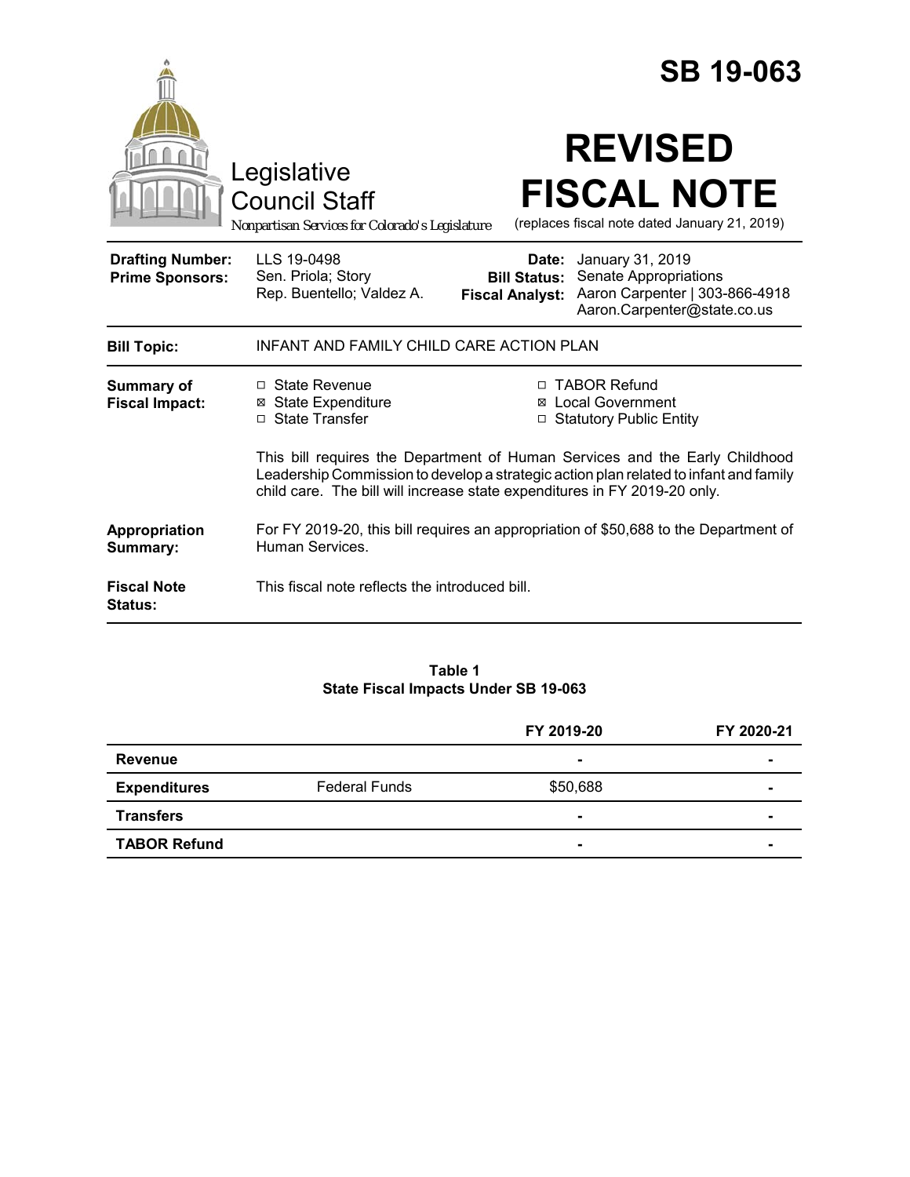# SB 19-063

Legislative Council Staff

*Nonpartisan Services for Colorado's Legislature*

# REVISED FISCAL NOTE

(replaces fiscal note dated January 21, 2019)

| | | | |
|---|---|---|---|
| **Drafting Number:** | LLS 19-0498 | **Date:** | January 31, 2019 |
| **Prime Sponsors:** | Sen. Priola; Story<br>Rep. Buentello; Valdez A. | **Bill Status:** | Senate Appropriations |
| | | **Fiscal Analyst:** | Aaron Carpenter \| 303-866-4918<br>Aaron.Carpenter@state.co.us |

**Bill Topic:** INFANT AND FAMILY CHILD CARE ACTION PLAN

**Summary of Fiscal Impact:**

- ☐ State Revenue
- ☒ State Expenditure
- ☐ State Transfer
- ☐ TABOR Refund
- ☒ Local Government
- ☐ Statutory Public Entity

This bill requires the Department of Human Services and the Early Childhood Leadership Commission to develop a strategic action plan related to infant and family child care. The bill will increase state expenditures in FY 2019-20 only.

**Appropriation Summary:** For FY 2019-20, this bill requires an appropriation of $50,688 to the Department of Human Services.

**Fiscal Note Status:** This fiscal note reflects the introduced bill.

**Table 1**
**State Fiscal Impacts Under SB 19-063**

| | | FY 2019-20 | FY 2020-21 |
|---|---|---|---|
| **Revenue** | | - | - |
| **Expenditures** | Federal Funds | $50,688 | - |
| **Transfers** | | - | - |
| **TABOR Refund** | | - | - |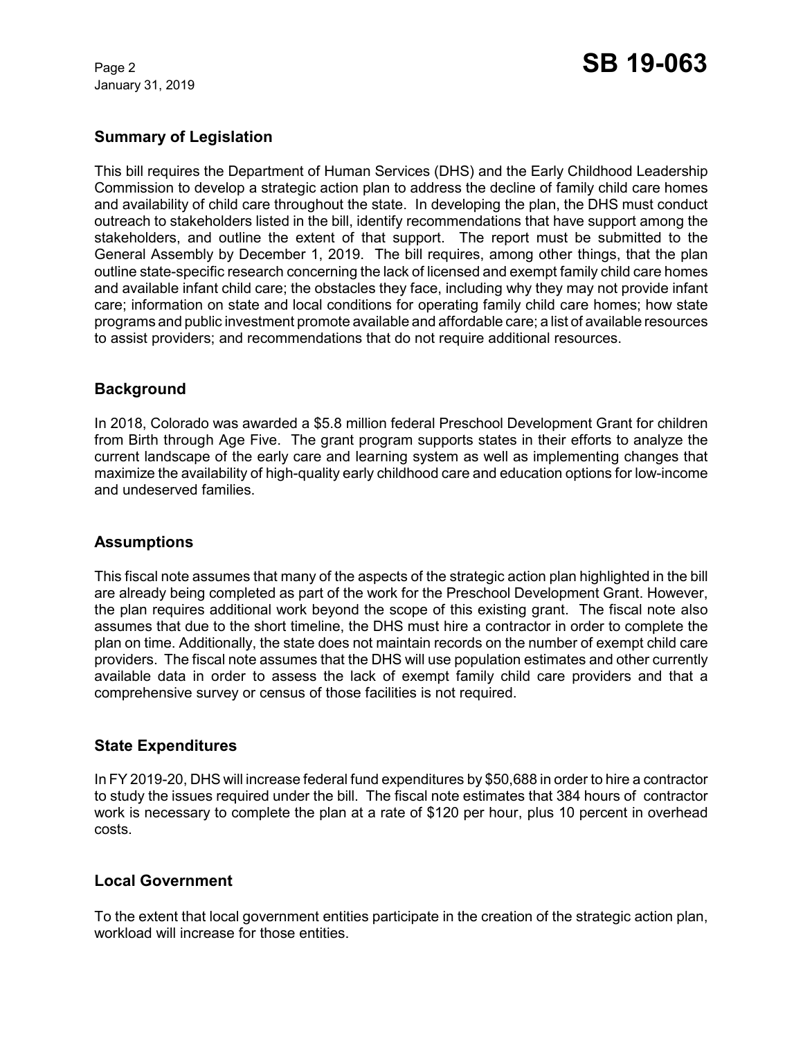## Summary of Legislation

This bill requires the Department of Human Services (DHS) and the Early Childhood Leadership Commission to develop a strategic action plan to address the decline of family child care homes and availability of child care throughout the state. In developing the plan, the DHS must conduct outreach to stakeholders listed in the bill, identify recommendations that have support among the stakeholders, and outline the extent of that support. The report must be submitted to the General Assembly by December 1, 2019. The bill requires, among other things, that the plan outline state-specific research concerning the lack of licensed and exempt family child care homes and available infant child care; the obstacles they face, including why they may not provide infant care; information on state and local conditions for operating family child care homes; how state programs and public investment promote available and affordable care; a list of available resources to assist providers; and recommendations that do not require additional resources.

## Background

In 2018, Colorado was awarded a $5.8 million federal Preschool Development Grant for children from Birth through Age Five. The grant program supports states in their efforts to analyze the current landscape of the early care and learning system as well as implementing changes that maximize the availability of high-quality early childhood care and education options for low-income and undeserved families.

## Assumptions

This fiscal note assumes that many of the aspects of the strategic action plan highlighted in the bill are already being completed as part of the work for the Preschool Development Grant. However, the plan requires additional work beyond the scope of this existing grant. The fiscal note also assumes that due to the short timeline, the DHS must hire a contractor in order to complete the plan on time. Additionally, the state does not maintain records on the number of exempt child care providers. The fiscal note assumes that the DHS will use population estimates and other currently available data in order to assess the lack of exempt family child care providers and that a comprehensive survey or census of those facilities is not required.

## State Expenditures

In FY 2019-20, DHS will increase federal fund expenditures by $50,688 in order to hire a contractor to study the issues required under the bill. The fiscal note estimates that 384 hours of contractor work is necessary to complete the plan at a rate of $120 per hour, plus 10 percent in overhead costs.

## Local Government

To the extent that local government entities participate in the creation of the strategic action plan, workload will increase for those entities.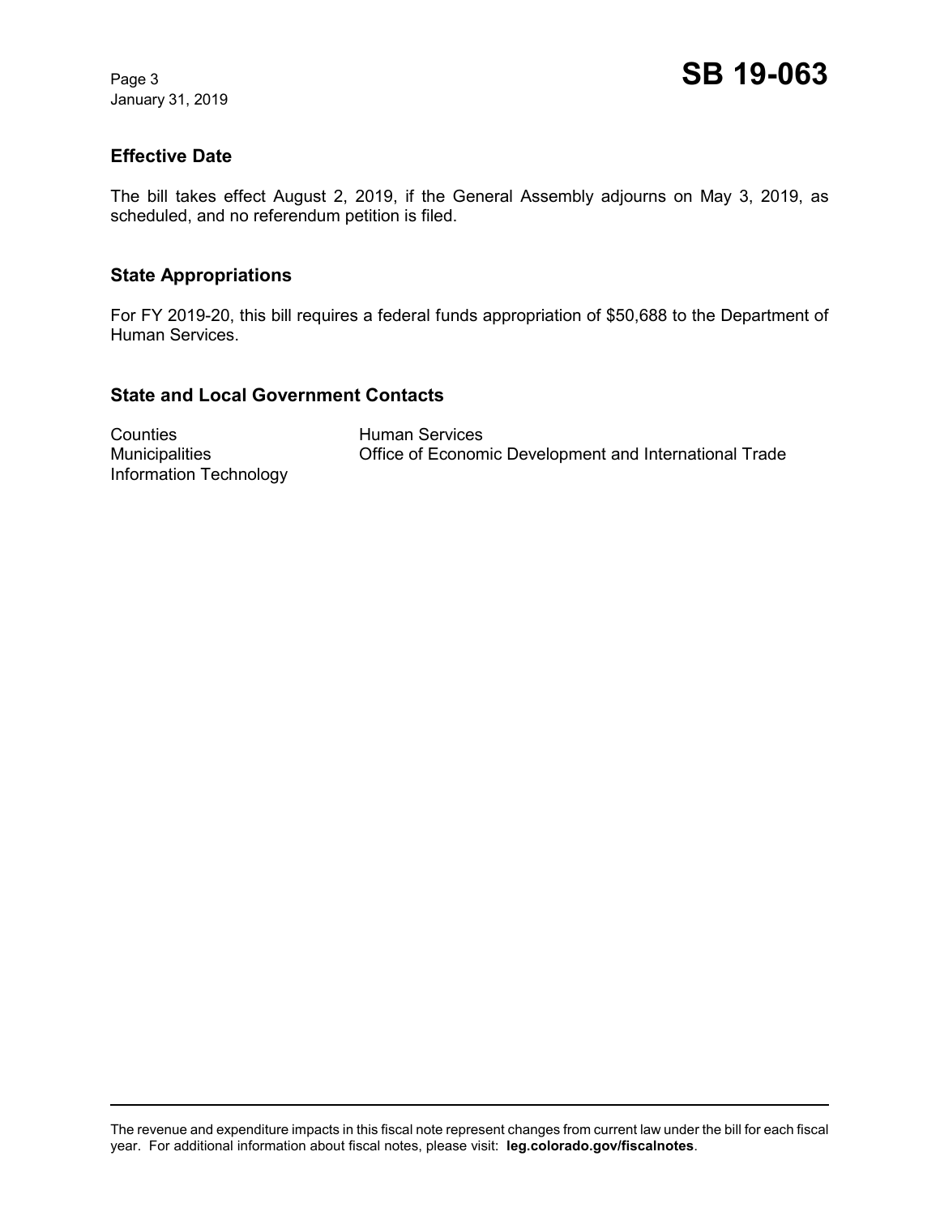## Effective Date

The bill takes effect August 2, 2019, if the General Assembly adjourns on May 3, 2019, as scheduled, and no referendum petition is filed.

## State Appropriations

For FY 2019-20, this bill requires a federal funds appropriation of $50,688 to the Department of Human Services.

## State and Local Government Contacts

| | |
|---|---|
| Counties | Human Services |
| Municipalities | Office of Economic Development and International Trade |
| Information Technology | |

The revenue and expenditure impacts in this fiscal note represent changes from current law under the bill for each fiscal year. For additional information about fiscal notes, please visit: **leg.colorado.gov/fiscalnotes**.